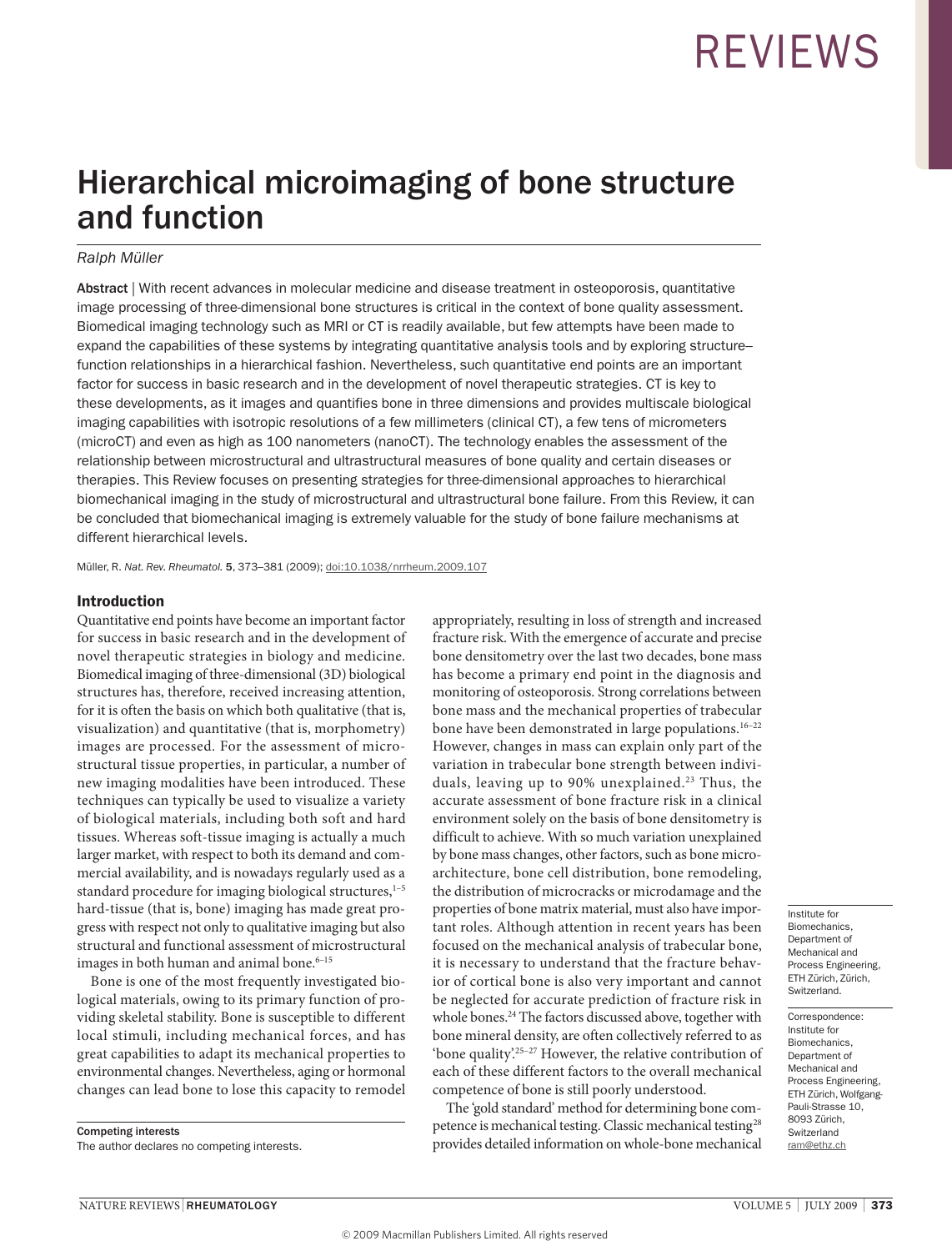# Hierarchical microimaging of bone structure and function

*Ralph Müller*

**Abstract** | With recent advances in molecular medicine and disease treatment in osteoporosis, quantitative image processing of three-dimensional bone structures is critical in the context of bone quality assessment. Biomedical imaging technology such as MRI or CT is readily available, but few attempts have been made to expand the capabilities of these systems by integrating quantitative analysis tools and by exploring structure–function relationships in a hierarchical fashion. Nevertheless, such quantitative end points are an important factor for success in basic research and in the development of novel therapeutic strategies. CT is key to these developments, as it images and quantifies bone in three dimensions and provides multiscale biological imaging capabilities with isotropic resolutions of a few millimeters (clinical CT), a few tens of micrometers (microCT) and even as high as 100 nanometers (nanoCT). The technology enables the assessment of the relationship between microstructural and ultrastructural measures of bone quality and certain diseases or therapies. This Review focuses on presenting strategies for three-dimensional approaches to hierarchical biomechanical imaging in the study of microstructural and ultrastructural bone failure. From this Review, it can be concluded that biomechanical imaging is extremely valuable for the study of bone failure mechanisms at different hierarchical levels.

Müller, R. *Nat. Rev. Rheumatol.* **5**, 373–381 (2009); doi:10.1038/nrrheum.2009.107

## Introduction

Quantitative end points have become an important factor for success in basic research and in the development of novel therapeutic strategies in biology and medicine. Biomedical imaging of three-dimensional (3D) biological structures has, therefore, received increasing attention, for it is often the basis on which both qualitative (that is, visualization) and quantitative (that is, morphometry) images are processed. For the assessment of microstructural tissue properties, in particular, a number of new imaging modalities have been introduced. These techniques can typically be used to visualize a variety of biological materials, including both soft and hard tissues. Whereas soft-tissue imaging is actually a much larger market, with respect to both its demand and commercial availability, and is nowadays regularly used as a standard procedure for imaging biological structures,[1–5] hard-tissue (that is, bone) imaging has made great progress with respect not only to qualitative imaging but also structural and functional assessment of microstructural images in both human and animal bone.[6–15]

Bone is one of the most frequently investigated biological materials, owing to its primary function of providing skeletal stability. Bone is susceptible to different local stimuli, including mechanical forces, and has great capabilities to adapt its mechanical properties to environmental changes. Nevertheless, aging or hormonal changes can lead bone to lose this capacity to remodel appropriately, resulting in loss of strength and increased fracture risk. With the emergence of accurate and precise bone densitometry over the last two decades, bone mass has become a primary end point in the diagnosis and monitoring of osteoporosis. Strong correlations between bone mass and the mechanical properties of trabecular bone have been demonstrated in large populations.[16–22] However, changes in mass can explain only part of the variation in trabecular bone strength between individuals, leaving up to 90% unexplained.[23] Thus, the accurate assessment of bone fracture risk in a clinical environment solely on the basis of bone densitometry is difficult to achieve. With so much variation unexplained by bone mass changes, other factors, such as bone microarchitecture, bone cell distribution, bone remodeling, the distribution of microcracks or microdamage and the properties of bone matrix material, must also have important roles. Although attention in recent years has been focused on the mechanical analysis of trabecular bone, it is necessary to understand that the fracture behavior of cortical bone is also very important and cannot be neglected for accurate prediction of fracture risk in whole bones.[24] The factors discussed above, together with bone mineral density, are often collectively referred to as 'bone quality'.[25–27] However, the relative contribution of each of these different factors to the overall mechanical competence of bone is still poorly understood.

The 'gold standard' method for determining bone competence is mechanical testing. Classic mechanical testing[28] provides detailed information on whole-bone mechanical

**Competing interests**
The author declares no competing interests.

Institute for Biomechanics, Department of Mechanical and Process Engineering, ETH Zürich, Zürich, Switzerland.

Correspondence: Institute for Biomechanics, Department of Mechanical and Process Engineering, ETH Zürich, Wolfgang-Pauli-Strasse 10, 8093 Zürich, Switzerland
ram@ethz.ch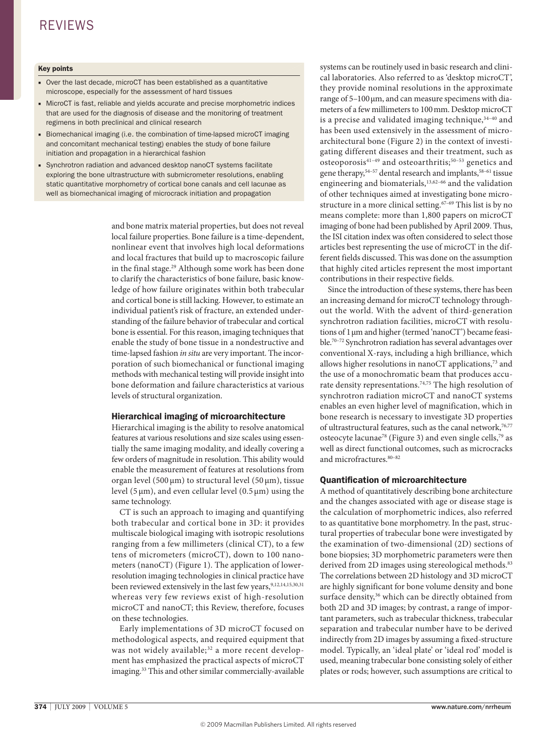#### Key points

- Over the last decade, microCT has been established as a quantitative microscope, especially for the assessment of hard tissues
- MicroCT is fast, reliable and yields accurate and precise morphometric indices that are used for the diagnosis of disease and the monitoring of treatment regimens in both preclinical and clinical research
- Biomechanical imaging (i.e. the combination of time-lapsed microCT imaging and concomitant mechanical testing) enables the study of bone failure initiation and propagation in a hierarchical fashion
- Synchrotron radiation and advanced desktop nanoCT systems facilitate exploring the bone ultrastructure with submicrometer resolutions, enabling static quantitative morphometry of cortical bone canals and cell lacunae as well as biomechanical imaging of microcrack initiation and propagation

and bone matrix material properties, but does not reveal local failure properties. Bone failure is a time-dependent, nonlinear event that involves high local deformations and local fractures that build up to macroscopic failure in the final stage.[29] Although some work has been done to clarify the characteristics of bone failure, basic knowledge of how failure originates within both trabecular and cortical bone is still lacking. However, to estimate an individual patient's risk of fracture, an extended understanding of the failure behavior of trabecular and cortical bone is essential. For this reason, imaging techniques that enable the study of bone tissue in a nondestructive and time-lapsed fashion *in situ* are very important. The incorporation of such biomechanical or functional imaging methods with mechanical testing will provide insight into bone deformation and failure characteristics at various levels of structural organization.

## Hierarchical imaging of microarchitecture

Hierarchical imaging is the ability to resolve anatomical features at various resolutions and size scales using essentially the same imaging modality, and ideally covering a few orders of magnitude in resolution. This ability would enable the measurement of features at resolutions from organ level (500 μm) to structural level (50 μm), tissue level (5 μm), and even cellular level (0.5 μm) using the same technology.

CT is such an approach to imaging and quantifying both trabecular and cortical bone in 3D: it provides multiscale biological imaging with isotropic resolutions ranging from a few millimeters (clinical CT), to a few tens of micrometers (microCT), down to 100 nanometers (nanoCT) (Figure 1). The application of lower-resolution imaging technologies in clinical practice have been reviewed extensively in the last few years,[9,12,14,15,30,31] whereas very few reviews exist of high-resolution microCT and nanoCT; this Review, therefore, focuses on these technologies.

Early implementations of 3D microCT focused on methodological aspects, and required equipment that was not widely available;[32] a more recent development has emphasized the practical aspects of microCT imaging.[33] This and other similar commercially-available systems can be routinely used in basic research and clinical laboratories. Also referred to as 'desktop microCT', they provide nominal resolutions in the approximate range of 5–100 μm, and can measure specimens with diameters of a few millimeters to 100 mm. Desktop microCT is a precise and validated imaging technique,[34–40] and has been used extensively in the assessment of microarchitectural bone (Figure 2) in the context of investigating different diseases and their treatment, such as osteoporosis[41–49] and osteoarthritis;[50–53] genetics and gene therapy,[54–57] dental research and implants,[58–61] tissue engineering and biomaterials,[13,62–66] and the validation of other techniques aimed at investigating bone microstructure in a more clinical setting.[67–69] This list is by no means complete: more than 1,800 papers on microCT imaging of bone had been published by April 2009. Thus, the ISI citation index was often considered to select those articles best representing the use of microCT in the different fields discussed. This was done on the assumption that highly cited articles represent the most important contributions in their respective fields.

Since the introduction of these systems, there has been an increasing demand for microCT technology throughout the world. With the advent of third-generation synchrotron radiation facilities, microCT with resolutions of 1 μm and higher (termed 'nanoCT') became feasible.[70–72] Synchrotron radiation has several advantages over conventional X-rays, including a high brilliance, which allows higher resolutions in nanoCT applications,[73] and the use of a monochromatic beam that produces accurate density representations.[74,75] The high resolution of synchrotron radiation microCT and nanoCT systems enables an even higher level of magnification, which in bone research is necessary to investigate 3D properties of ultrastructural features, such as the canal network,[76,77] osteocyte lacunae[78] (Figure 3) and even single cells,[79] as well as direct functional outcomes, such as microcracks and microfractures.[80–82]

## Quantification of microarchitecture

A method of quantitatively describing bone architecture and the changes associated with age or disease stage is the calculation of morphometric indices, also referred to as quantitative bone morphometry. In the past, structural properties of trabecular bone were investigated by the examination of two-dimensional (2D) sections of bone biopsies; 3D morphometric parameters were then derived from 2D images using stereological methods.[83] The correlations between 2D histology and 3D microCT are highly significant for bone volume density and bone surface density,[36] which can be directly obtained from both 2D and 3D images; by contrast, a range of important parameters, such as trabecular thickness, trabecular separation and trabecular number have to be derived indirectly from 2D images by assuming a fixed-structure model. Typically, an 'ideal plate' or 'ideal rod' model is used, meaning trabecular bone consisting solely of either plates or rods; however, such assumptions are critical to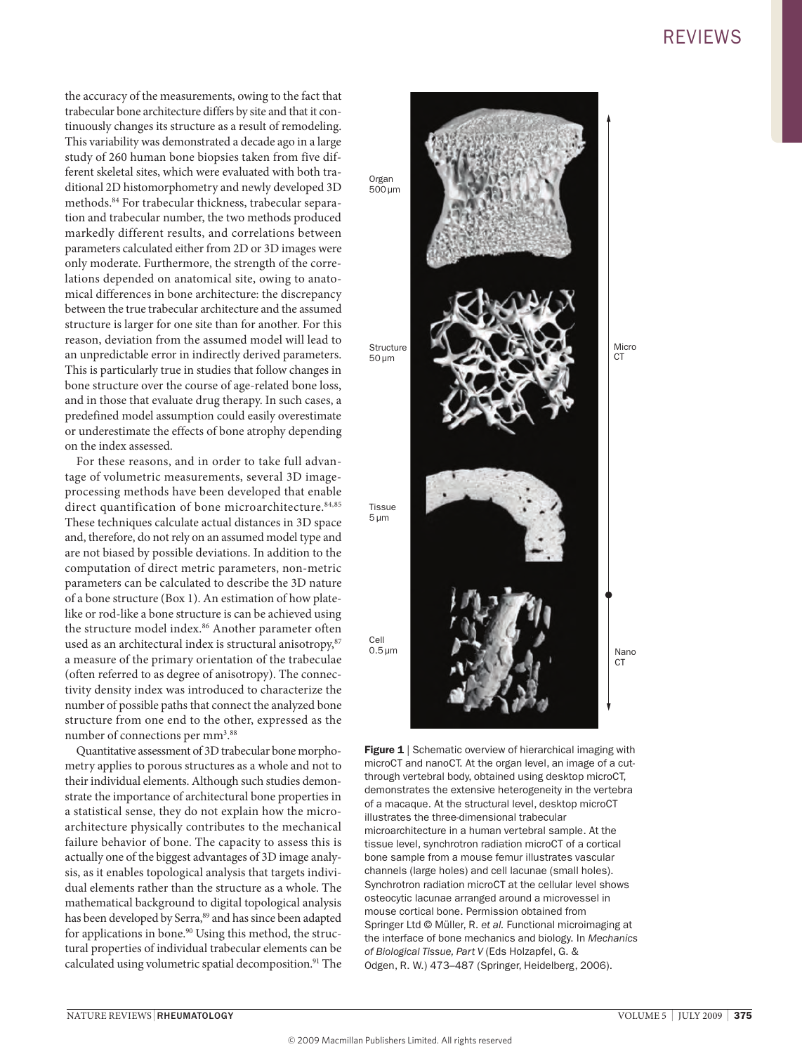the accuracy of the measurements, owing to the fact that trabecular bone architecture differs by site and that it continuously changes its structure as a result of remodeling. This variability was demonstrated a decade ago in a large study of 260 human bone biopsies taken from five different skeletal sites, which were evaluated with both traditional 2D histomorphometry and newly developed 3D methods.[84] For trabecular thickness, trabecular separation and trabecular number, the two methods produced markedly different results, and correlations between parameters calculated either from 2D or 3D images were only moderate. Furthermore, the strength of the correlations depended on anatomical site, owing to anatomical differences in bone architecture: the discrepancy between the true trabecular architecture and the assumed structure is larger for one site than for another. For this reason, deviation from the assumed model will lead to an unpredictable error in indirectly derived parameters. This is particularly true in studies that follow changes in bone structure over the course of age-related bone loss, and in those that evaluate drug therapy. In such cases, a predefined model assumption could easily overestimate or underestimate the effects of bone atrophy depending on the index assessed.

For these reasons, and in order to take full advantage of volumetric measurements, several 3D image-processing methods have been developed that enable direct quantification of bone microarchitecture.[84,85] These techniques calculate actual distances in 3D space and, therefore, do not rely on an assumed model type and are not biased by possible deviations. In addition to the computation of direct metric parameters, non-metric parameters can be calculated to describe the 3D nature of a bone structure (Box 1). An estimation of how plate-like or rod-like a bone structure is can be achieved using the structure model index.[86] Another parameter often used as an architectural index is structural anisotropy,[87] a measure of the primary orientation of the trabeculae (often referred to as degree of anisotropy). The connectivity density index was introduced to characterize the number of possible paths that connect the analyzed bone structure from one end to the other, expressed as the number of connections per $mm^3$.[88]

Quantitative assessment of 3D trabecular bone morphometry applies to porous structures as a whole and not to their individual elements. Although such studies demonstrate the importance of architectural bone properties in a statistical sense, they do not explain how the microarchitecture physically contributes to the mechanical failure behavior of bone. The capacity to assess this is actually one of the biggest advantages of 3D image analysis, as it enables topological analysis that targets individual elements rather than the structure as a whole. The mathematical background to digital topological analysis has been developed by Serra,[89] and has since been adapted for applications in bone.[90] Using this method, the structural properties of individual trabecular elements can be calculated using volumetric spatial decomposition.[91] The

**Figure 1** | Schematic overview of hierarchical imaging with microCT and nanoCT. At the organ level, an image of a cut-through vertebral body, obtained using desktop microCT, demonstrates the extensive heterogeneity in the vertebra of a macaque. At the structural level, desktop microCT illustrates the three-dimensional trabecular microarchitecture in a human vertebral sample. At the tissue level, synchrotron radiation microCT of a cortical bone sample from a mouse femur illustrates vascular channels (large holes) and cell lacunae (small holes). Synchrotron radiation microCT at the cellular level shows osteocytic lacunae arranged around a microvessel in mouse cortical bone. Permission obtained from Springer Ltd © Müller, R. *et al.* Functional microimaging at the interface of bone mechanics and biology. In *Mechanics of Biological Tissue, Part V* (Eds Holzapfel, G. & Odgen, R. W.) 473–487 (Springer, Heidelberg, 2006).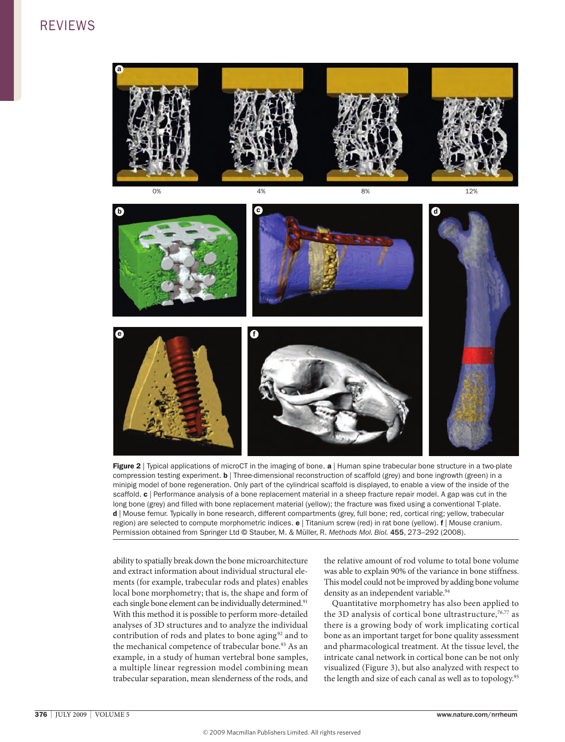**Figure 2** | Typical applications of microCT in the imaging of bone. **a** | Human spine trabecular bone structure in a two-plate compression testing experiment. **b** | Three-dimensional reconstruction of scaffold (grey) and bone ingrowth (green) in a minipig model of bone regeneration. Only part of the cylindrical scaffold is displayed, to enable a view of the inside of the scaffold. **c** | Performance analysis of a bone replacement material in a sheep fracture repair model. A gap was cut in the long bone (grey) and filled with bone replacement material (yellow); the fracture was fixed using a conventional T-plate. **d** | Mouse femur. Typically in bone research, different compartments (grey, full bone; red, cortical ring; yellow, trabecular region) are selected to compute morphometric indices. **e** | Titanium screw (red) in rat bone (yellow). **f** | Mouse cranium. Permission obtained from Springer Ltd © Stauber, M. & Müller, R. *Methods Mol. Biol.* **455**, 273–292 (2008).

ability to spatially break down the bone microarchitecture and extract information about individual structural elements (for example, trabecular rods and plates) enables local bone morphometry; that is, the shape and form of each single bone element can be individually determined.[91] With this method it is possible to perform more-detailed analyses of 3D structures and to analyze the individual contribution of rods and plates to bone aging[92] and to the mechanical competence of trabecular bone.[93] As an example, in a study of human vertebral bone samples, a multiple linear regression model combining mean trabecular separation, mean slenderness of the rods, and the relative amount of rod volume to total bone volume was able to explain 90% of the variance in bone stiffness. This model could not be improved by adding bone volume density as an independent variable.[94]

Quantitative morphometry has also been applied to the 3D analysis of cortical bone ultrastructure,[76,77] as there is a growing body of work implicating cortical bone as an important target for bone quality assessment and pharmacological treatment. At the tissue level, the intricate canal network in cortical bone can be not only visualized (Figure 3), but also analyzed with respect to the length and size of each canal as well as to topology.[95]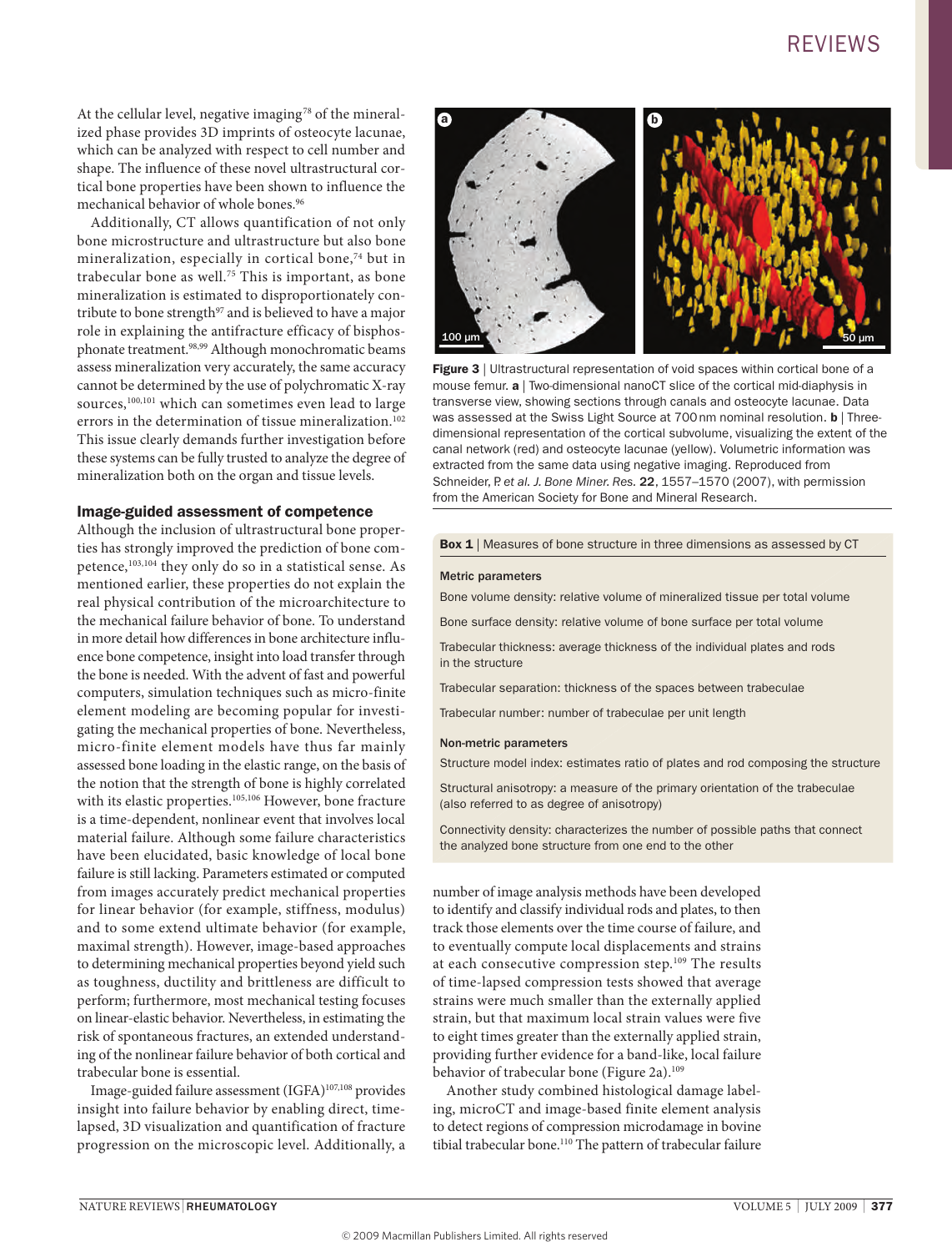At the cellular level, negative imaging[78] of the mineralized phase provides 3D imprints of osteocyte lacunae, which can be analyzed with respect to cell number and shape. The influence of these novel ultrastructural cortical bone properties have been shown to influence the mechanical behavior of whole bones.[96]

Additionally, CT allows quantification of not only bone microstructure and ultrastructure but also bone mineralization, especially in cortical bone,[74] but in trabecular bone as well.[75] This is important, as bone mineralization is estimated to disproportionately contribute to bone strength[97] and is believed to have a major role in explaining the antifracture efficacy of bisphosphonate treatment.[98,99] Although monochromatic beams assess mineralization very accurately, the same accuracy cannot be determined by the use of polychromatic X-ray sources,[100,101] which can sometimes even lead to large errors in the determination of tissue mineralization.[102] This issue clearly demands further investigation before these systems can be fully trusted to analyze the degree of mineralization both on the organ and tissue levels.

## Image-guided assessment of competence

Although the inclusion of ultrastructural bone properties has strongly improved the prediction of bone competence,[103,104] they only do so in a statistical sense. As mentioned earlier, these properties do not explain the real physical contribution of the microarchitecture to the mechanical failure behavior of bone. To understand in more detail how differences in bone architecture influence bone competence, insight into load transfer through the bone is needed. With the advent of fast and powerful computers, simulation techniques such as micro-finite element modeling are becoming popular for investigating the mechanical properties of bone. Nevertheless, micro-finite element models have thus far mainly assessed bone loading in the elastic range, on the basis of the notion that the strength of bone is highly correlated with its elastic properties.[105,106] However, bone fracture is a time-dependent, nonlinear event that involves local material failure. Although some failure characteristics have been elucidated, basic knowledge of local bone failure is still lacking. Parameters estimated or computed from images accurately predict mechanical properties for linear behavior (for example, stiffness, modulus) and to some extend ultimate behavior (for example, maximal strength). However, image-based approaches to determining mechanical properties beyond yield such as toughness, ductility and brittleness are difficult to perform; furthermore, most mechanical testing focuses on linear-elastic behavior. Nevertheless, in estimating the risk of spontaneous fractures, an extended understanding of the nonlinear failure behavior of both cortical and trabecular bone is essential.

Image-guided failure assessment (IGFA)[107,108] provides insight into failure behavior by enabling direct, time-lapsed, 3D visualization and quantification of fracture progression on the microscopic level. Additionally, a number of image analysis methods have been developed to identify and classify individual rods and plates, to then track those elements over the time course of failure, and to eventually compute local displacements and strains at each consecutive compression step.[109] The results of time-lapsed compression tests showed that average strains were much smaller than the externally applied strain, but that maximum local strain values were five to eight times greater than the externally applied strain, providing further evidence for a band-like, local failure behavior of trabecular bone (Figure 2a).[109]

Another study combined histological damage labeling, microCT and image-based finite element analysis to detect regions of compression microdamage in bovine tibial trabecular bone.[110] The pattern of trabecular failure

a

100 μm

b

50 μm

**Figure 3** | Ultrastructural representation of void spaces within cortical bone of a mouse femur. **a** | Two-dimensional nanoCT slice of the cortical mid-diaphysis in transverse view, showing sections through canals and osteocyte lacunae. Data was assessed at the Swiss Light Source at 700 nm nominal resolution. **b** | Three-dimensional representation of the cortical subvolume, visualizing the extent of the canal network (red) and osteocyte lacunae (yellow). Volumetric information was extracted from the same data using negative imaging. Reproduced from Schneider, P. *et al. J. Bone Miner. Res.* **22**, 1557–1570 (2007), with permission from the American Society for Bone and Mineral Research.

**Box 1** | Measures of bone structure in three dimensions as assessed by CT

**Metric parameters**

Bone volume density: relative volume of mineralized tissue per total volume

Bone surface density: relative volume of bone surface per total volume

Trabecular thickness: average thickness of the individual plates and rods in the structure

Trabecular separation: thickness of the spaces between trabeculae

Trabecular number: number of trabeculae per unit length

**Non-metric parameters**

Structure model index: estimates ratio of plates and rod composing the structure

Structural anisotropy: a measure of the primary orientation of the trabeculae (also referred to as degree of anisotropy)

Connectivity density: characterizes the number of possible paths that connect the analyzed bone structure from one end to the other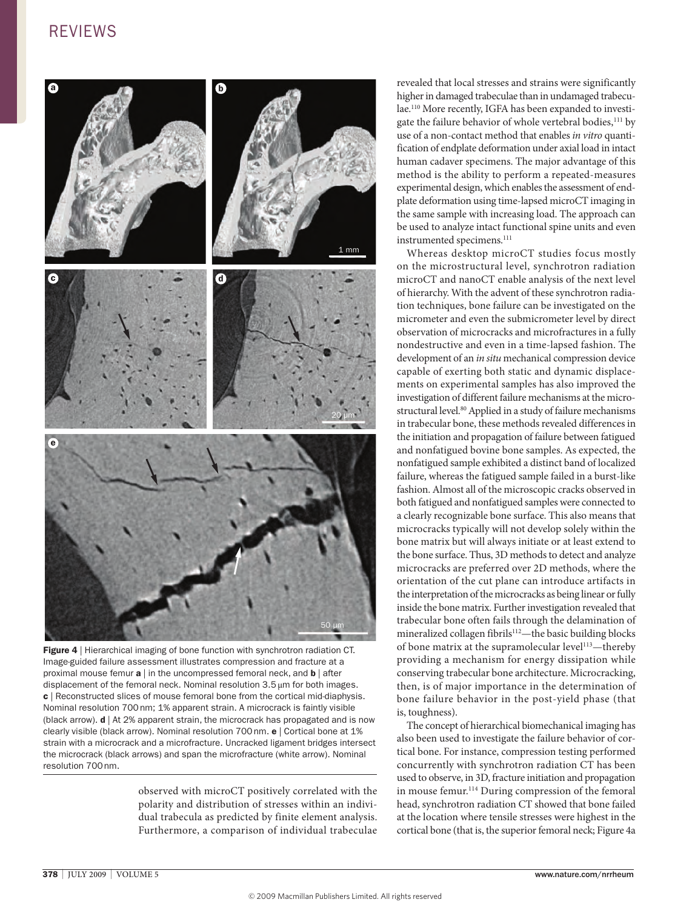Figure 4 | Hierarchical imaging of bone function with synchrotron radiation CT. Image-guided failure assessment illustrates compression and fracture at a proximal mouse femur **a** | in the uncompressed femoral neck, and **b** | after displacement of the femoral neck. Nominal resolution 3.5 µm for both images. **c** | Reconstructed slices of mouse femoral bone from the cortical mid-diaphysis. Nominal resolution 700 nm; 1% apparent strain. A microcrack is faintly visible (black arrow). **d** | At 2% apparent strain, the microcrack has propagated and is now clearly visible (black arrow). Nominal resolution 700 nm. **e** | Cortical bone at 1% strain with a microcrack and a microfracture. Uncracked ligament bridges intersect the microcrack (black arrows) and span the microfracture (white arrow). Nominal resolution 700 nm.

observed with microCT positively correlated with the polarity and distribution of stresses within an individual trabecula as predicted by finite element analysis. Furthermore, a comparison of individual trabeculae revealed that local stresses and strains were significantly higher in damaged trabeculae than in undamaged trabeculae.[110] More recently, IGFA has been expanded to investigate the failure behavior of whole vertebral bodies,[111] by use of a non-contact method that enables *in vitro* quantification of endplate deformation under axial load in intact human cadaver specimens. The major advantage of this method is the ability to perform a repeated-measures experimental design, which enables the assessment of endplate deformation using time-lapsed microCT imaging in the same sample with increasing load. The approach can be used to analyze intact functional spine units and even instrumented specimens.[111]

Whereas desktop microCT studies focus mostly on the microstructural level, synchrotron radiation microCT and nanoCT enable analysis of the next level of hierarchy. With the advent of these synchrotron radiation techniques, bone failure can be investigated on the micrometer and even the submicrometer level by direct observation of microcracks and microfractures in a fully nondestructive and even in a time-lapsed fashion. The development of an *in situ* mechanical compression device capable of exerting both static and dynamic displacements on experimental samples has also improved the investigation of different failure mechanisms at the microstructural level.[80] Applied in a study of failure mechanisms in trabecular bone, these methods revealed differences in the initiation and propagation of failure between fatigued and nonfatigued bovine bone samples. As expected, the nonfatigued sample exhibited a distinct band of localized failure, whereas the fatigued sample failed in a burst-like fashion. Almost all of the microscopic cracks observed in both fatigued and nonfatigued samples were connected to a clearly recognizable bone surface. This also means that microcracks typically will not develop solely within the bone matrix but will always initiate or at least extend to the bone surface. Thus, 3D methods to detect and analyze microcracks are preferred over 2D methods, where the orientation of the cut plane can introduce artifacts in the interpretation of the microcracks as being linear or fully inside the bone matrix. Further investigation revealed that trabecular bone often fails through the delamination of mineralized collagen fibrils[112]—the basic building blocks of bone matrix at the supramolecular level[113]—thereby providing a mechanism for energy dissipation while conserving trabecular bone architecture. Microcracking, then, is of major importance in the determination of bone failure behavior in the post-yield phase (that is, toughness).

The concept of hierarchical biomechanical imaging has also been used to investigate the failure behavior of cortical bone. For instance, compression testing performed concurrently with synchrotron radiation CT has been used to observe, in 3D, fracture initiation and propagation in mouse femur.[114] During compression of the femoral head, synchrotron radiation CT showed that bone failed at the location where tensile stresses were highest in the cortical bone (that is, the superior femoral neck; Figure 4a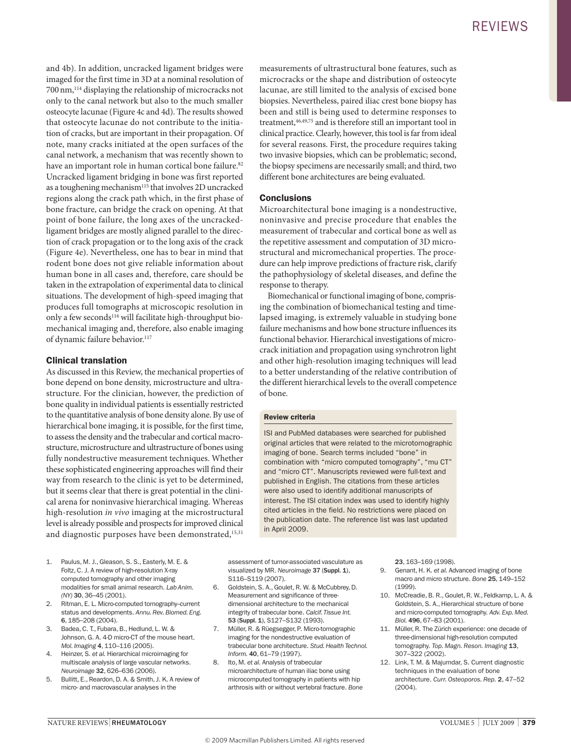and 4b). In addition, uncracked ligament bridges were imaged for the first time in 3D at a nominal resolution of 700 nm,[114] displaying the relationship of microcracks not only to the canal network but also to the much smaller osteocyte lacunae (Figure 4c and 4d). The results showed that osteocyte lacunae do not contribute to the initiation of cracks, but are important in their propagation. Of note, many cracks initiated at the open surfaces of the canal network, a mechanism that was recently shown to have an important role in human cortical bone failure.[82] Uncracked ligament bridging in bone was first reported as a toughening mechanism[115] that involves 2D uncracked regions along the crack path which, in the first phase of bone fracture, can bridge the crack on opening. At that point of bone failure, the long axes of the uncracked-ligament bridges are mostly aligned parallel to the direction of crack propagation or to the long axis of the crack (Figure 4e). Nevertheless, one has to bear in mind that rodent bone does not give reliable information about human bone in all cases and, therefore, care should be taken in the extrapolation of experimental data to clinical situations. The development of high-speed imaging that produces full tomographs at microscopic resolution in only a few seconds[116] will facilitate high-throughput biomechanical imaging and, therefore, also enable imaging of dynamic failure behavior.[117]

## Clinical translation

As discussed in this Review, the mechanical properties of bone depend on bone density, microstructure and ultrastructure. For the clinician, however, the prediction of bone quality in individual patients is essentially restricted to the quantitative analysis of bone density alone. By use of hierarchical bone imaging, it is possible, for the first time, to assess the density and the trabecular and cortical macrostructure, microstructure and ultrastructure of bones using fully nondestructive measurement techniques. Whether these sophisticated engineering approaches will find their way from research to the clinic is yet to be determined, but it seems clear that there is great potential in the clinical arena for noninvasive hierarchical imaging. Whereas high-resolution *in vivo* imaging at the microstructural level is already possible and prospects for improved clinical and diagnostic purposes have been demonstrated,[15,31] measurements of ultrastructural bone features, such as microcracks or the shape and distribution of osteocyte lacunae, are still limited to the analysis of excised bone biopsies. Nevertheless, paired iliac crest bone biopsy has been and still is being used to determine responses to treatment,[46,49,75] and is therefore still an important tool in clinical practice. Clearly, however, this tool is far from ideal for several reasons. First, the procedure requires taking two invasive biopsies, which can be problematic; second, the biopsy specimens are necessarily small; and third, two different bone architectures are being evaluated.

## Conclusions

Microarchitectural bone imaging is a nondestructive, noninvasive and precise procedure that enables the measurement of trabecular and cortical bone as well as the repetitive assessment and computation of 3D microstructural and micromechanical properties. The procedure can help improve predictions of fracture risk, clarify the pathophysiology of skeletal diseases, and define the response to therapy.

Biomechanical or functional imaging of bone, comprising the combination of biomechanical testing and time-lapsed imaging, is extremely valuable in studying bone failure mechanisms and how bone structure influences its functional behavior. Hierarchical investigations of microcrack initiation and propagation using synchrotron light and other high-resolution imaging techniques will lead to a better understanding of the relative contribution of the different hierarchical levels to the overall competence of bone.

### Review criteria

ISI and PubMed databases were searched for published original articles that were related to the microtomographic imaging of bone. Search terms included "bone" in combination with "micro computed tomography", "mu CT" and "micro CT". Manuscripts reviewed were full-text and published in English. The citations from these articles were also used to identify additional manuscripts of interest. The ISI citation index was used to identify highly cited articles in the field. No restrictions were placed on the publication date. The reference list was last updated in April 2009.

1. Paulus, M. J., Gleason, S. S., Easterly, M. E. & Foltz, C. J. A review of high-resolution X-ray computed tomography and other imaging modalities for small animal research. *Lab Anim. (NY)* **30**, 36–45 (2001).
2. Ritman, E. L. Micro-computed tomography–current status and developments. *Annu. Rev. Biomed. Eng.* **6**, 185–208 (2004).
3. Badea, C. T., Fubara, B., Hedlund, L. W. & Johnson, G. A. 4-D micro-CT of the mouse heart. *Mol. Imaging* **4**, 110–116 (2005).
4. Heinzer, S. *et al.* Hierarchical microimaging for multiscale analysis of large vascular networks. *Neuroimage* **32**, 626–636 (2006).
5. Bullitt, E., Reardon, D. A. & Smith, J. K. A review of micro- and macrovascular analyses in the assessment of tumor-associated vasculature as visualized by MR. *Neuroimage* **37** (**Suppl. 1**), S116–S119 (2007).
6. Goldstein, S. A., Goulet, R. W. & McCubbrey, D. Measurement and significance of three-dimensional architecture to the mechanical integrity of trabecular bone. *Calcif. Tissue Int.* **53** (**Suppl. 1**), S127–S132 (1993).
7. Müller, R. & Rüegsegger, P. Micro-tomographic imaging for the nondestructive evaluation of trabecular bone architecture. *Stud. Health Technol. Inform.* **40**, 61–79 (1997).
8. Ito, M. *et al.* Analysis of trabecular microarchitecture of human iliac bone using microcomputed tomography in patients with hip arthrosis with or without vertebral fracture. *Bone* **23**, 163–169 (1998).
9. Genant, H. K. *et al.* Advanced imaging of bone macro and micro structure. *Bone* **25**, 149–152 (1999).
10. McCreadie, B. R., Goulet, R. W., Feldkamp, L. A. & Goldstein, S. A., Hierarchical structure of bone and micro-computed tomography. *Adv. Exp. Med. Biol.* **496**, 67–83 (2001).
11. Müller, R. The Zürich experience: one decade of three-dimensional high-resolution computed tomography. *Top. Magn. Reson. Imaging* **13**, 307–322 (2002).
12. Link, T. M. & Majumdar, S. Current diagnostic techniques in the evaluation of bone architecture. *Curr. Osteoporos. Rep.* **2**, 47–52 (2004).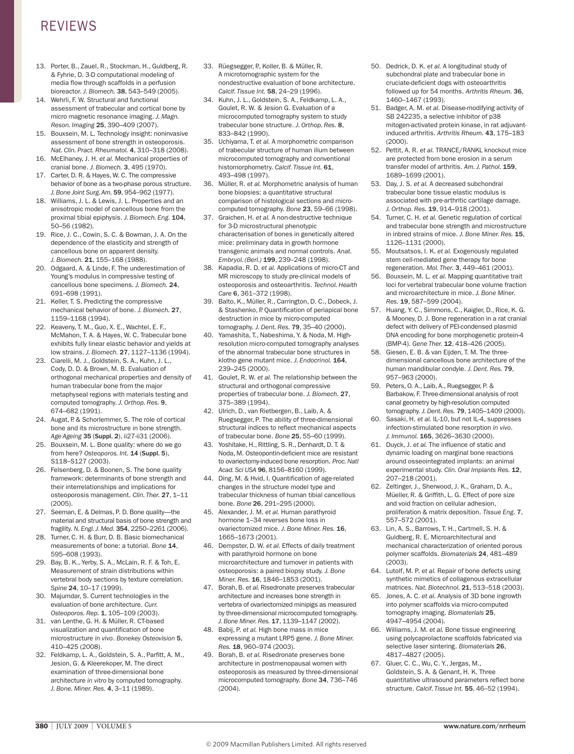13. Porter, B., Zauel, R., Stockman, H., Guldberg, R. & Fyhrie, D. 3-D computational modeling of media flow through scaffolds in a perfusion bioreactor. *J. Biomech.* **38**, 543–549 (2005).
14. Wehrli, F. W. Structural and functional assessment of trabecular and cortical bone by micro magnetic resonance imaging. *J. Magn. Reson. Imaging* **25**, 390–409 (2007).
15. Bouxsein, M. L. Technology insight: noninvasive assessment of bone strength in osteoporosis. *Nat. Clin. Pract. Rheumatol.* **4**, 310–318 (2008).
16. McElhaney, J. H. *et al.* Mechanical properties of cranial bone. *J. Biomech.* **3**, 495 (1970).
17. Carter, D. R. & Hayes, W. C. The compressive behavior of bone as a two-phase porous structure. *J. Bone Joint Surg. Am.* **59**, 954–962 (1977).
18. Williams, J. L. & Lewis, J. L. Properties and an anisotropic model of cancellous bone from the proximal tibial epiphysis. *J. Biomech. Eng.* **104**, 50–56 (1982).
19. Rice, J. C., Cowin, S. C. & Bowman, J. A. On the dependence of the elasticity and strength of cancellous bone on apparent density. *J. Biomech.* **21**, 155–168 (1988).
20. Odgaard, A. & Linde, F. The underestimation of Young's modulus in compressive testing of cancellous bone specimens. *J. Biomech.* **24**, 691–698 (1991).
21. Keller, T. S. Predicting the compressive mechanical behavior of bone. *J. Biomech.* **27**, 1159–1168 (1994).
22. Keaveny, T. M., Guo, X. E., Wachtel, E. F., McMahon, T. A. & Hayes, W. C. Trabecular bone exhibits fully linear elastic behavior and yields at low strains. *J. Biomech.* **27**, 1127–1136 (1994).
23. Ciarelli, M. J., Goldstein, S. A., Kuhn, J. L., Cody, D. D. & Brown, M. B. Evaluation of orthogonal mechanical properties and density of human trabecular bone from the major metaphyseal regions with materials testing and computed tomography. *J. Orthop. Res.* **9**, 674–682 (1991).
24. Augat, P. & Schorlemmer, S. The role of cortical bone and its microstructure in bone strength. *Age Ageing* **35** (**Suppl. 2**), ii27-ii31 (2006).
25. Bouxsein, M. L. Bone quality: where do we go from here? *Osteoporos. Int.* **14** (**Suppl. 5**), S118–S127 (2003).
26. Felsenberg, D. & Boonen, S. The bone quality framework: determinants of bone strength and their interrelationships and implications for osteoporosis management. *Clin. Ther.* **27**, 1–11 (2005).
27. Seeman, E. & Delmas, P. D. Bone quality—the material and structural basis of bone strength and fragility. *N. Engl. J. Med.* **354**, 2250–2261 (2006).
28. Turner, C. H. & Burr, D. B. Basic biomechanical measurements of bone: a tutorial. *Bone* **14**, 595–608 (1993).
29. Bay, B. K., Yerby, S. A., McLain, R. F. & Toh, E. Measurement of strain distributions within vertebral body sections by texture correlation. *Spine* **24**, 10–17 (1999).
30. Majumdar, S. Current technologies in the evaluation of bone architecture. *Curr. Osteoporos. Rep.* **1**, 105–109 (2003).
31. van Lenthe, G. H. & Müller, R. CT-based visualization and quantification of bone microstructure *in vivo*. *Bonekey Osteovision* **5**, 410–425 (2008).
32. Feldkamp, L. A., Goldstein, S. A., Parfitt, A. M., Jesion, G. & Kleerekoper, M. The direct examination of three-dimensional bone architecture *in vitro* by computed tomography. *J. Bone. Miner. Res.* **4**, 3–11 (1989).
33. Rüegsegger, P., Koller, B. & Müller, R. A microtomographic system for the nondestructive evaluation of bone architecture. *Calcif. Tissue Int.* **58**, 24–29 (1996).
34. Kuhn, J. L., Goldstein, S. A., Feldkamp, L. A., Goulet, R. W. & Jesion G. Evaluation of a microcomputed tomography system to study trabecular bone structure. *J. Orthop. Res.* **8**, 833–842 (1990).
35. Uchiyama, T. *et al.* A morphometric comparison of trabecular structure of human ilium between microcomputed tomography and conventional histomorphometry. *Calcif. Tissue Int.* **61**, 493–498 (1997).
36. Müller, R. *et al.* Morphometric analysis of human bone biopsies: a quantitative structural comparison of histological sections and micro-computed tomography. *Bone* **23**, 59–66 (1998).
37. Graichen, H. *et al.* A non-destructive technique for 3-D microstructural phenotypic characterisation of bones in genetically altered mice: preliminary data in growth hormone transgenic animals and normal controls. *Anat. Embryol. (Berl.)* **199**, 239–248 (1998).
38. Kapadia, R. D. *et al.* Applications of micro-CT and MR microscopy to study pre-clinical models of osteoporosis and osteoarthritis. *Technol. Health Care* **6**, 361–372 (1998).
39. Balto, K., Müller, R., Carrington, D. C., Dobeck, J. & Stashenko, P. Quantification of periapical bone destruction in mice by micro-computed tomography. *J. Dent. Res.* **79**, 35–40 (2000).
40. Yamashita, T., Nabeshima, Y. & Noda, M. High-resolution micro-computed tomography analyses of the abnormal trabecular bone structures in klotho gene mutant mice. *J. Endocrinol.* **164**, 239–245 (2000).
41. Goulet, R. W. *et al.* The relationship between the structural and orthogonal compressive properties of trabecular bone. *J. Biomech.* **27**, 375–389 (1994).
42. Ulrich, D., van Rietbergen, B., Laib, A. & Ruegsegger, P. The ability of three-dimensional structural indices to reflect mechanical aspects of trabecular bone. *Bone* **25**, 55–60 (1999).
43. Yoshitake, H., Rittling, S. R., Denhardt, D. T. & Noda, M. Osteopontin-deficient mice are resistant to ovariectomy-induced bone resorption. *Proc. Natl Acad. Sci USA* **96**, 8156–8160 (1999).
44. Ding, M. & Hvid, I. Quantification of age-related changes in the structure model type and trabecular thickness of human tibial cancellous bone. *Bone* **26**, 291–295 (2000).
45. Alexander, J. M. *et al.* Human parathyroid hormone 1–34 reverses bone loss in ovariectomized mice. *J. Bone Miner. Res.* **16**, 1665–1673 (2001).
46. Dempster, D. W. *et al.* Effects of daily treatment with parathyroid hormone on bone microarchitecture and turnover in patients with osteoporosis: a paired biopsy study. *J. Bone Miner. Res.* **16**, 1846–1853 (2001).
47. Borah, B. *et al.* Risedronate preserves trabecular architecture and increases bone strength in vertebra of ovariectomized minipigs as measured by three-dimensional microcomputed tomography. *J. Bone Miner. Res.* **17**, 1139–1147 (2002).
48. Babij, P. *et al.* High bone mass in mice expressing a mutant LRP5 gene. *J. Bone Miner. Res.* **18**, 960–974 (2003).
49. Borah, B. *et al.* Risedronate preserves bone architecture in postmenopausal women with osteoporosis as measured by three-dimensional microcomputed tomography. *Bone* **34**, 736–746 (2004).
50. Dedrick, D. K. *et al.* A longitudinal study of subchondral plate and trabecular bone in cruciate-deficient dogs with osteoarthritis followed up for 54 months. *Arthritis Rheum.* **36**, 1460–1467 (1993).
51. Badger, A. M. *et al.* Disease-modifying activity of SB 242235, a selective inhibitor of p38 mitogen-activated protein kinase, in rat adjuvant-induced arthritis. *Arthritis Rheum.* **43**, 175–183 (2000).
52. Pettit, A. R. *et al.* TRANCE/RANKL knockout mice are protected from bone erosion in a serum transfer model of arthritis. *Am. J. Pathol.* **159**, 1689–1699 (2001).
53. Day, J. S. *et al.* A decreased subchondral trabecular bone tissue elastic modulus is associated with pre-arthritic cartilage damage. *J. Orthop. Res.* **19**, 914–918 (2001).
54. Turner, C. H. *et al.* Genetic regulation of cortical and trabecular bone strength and microstructure in inbred strains of mice. *J. Bone Miner. Res.* **15**, 1126–1131 (2000).
55. Moutsatsos, I. K. *et al.* Exogenously regulated stem cell-mediated gene therapy for bone regeneration. *Mol. Ther.* **3**, 449–461 (2001).
56. Bouxsein, M. L. *et al.* Mapping quantitative trait loci for vertebral trabecular bone volume fraction and microarchitecture in mice. *J. Bone Miner. Res.* **19**, 587–599 (2004).
57. Huang, Y. C., Simmons, C., Kaigler, D., Rice, K. G. & Mooney, D. J. Bone regeneration in a rat cranial defect with delivery of PEI-condensed plasmid DNA encoding for bone morphogenetic protein-4 (BMP-4). *Gene Ther.* **12**, 418–426 (2005).
58. Giesen, E. B. & van Eijden, T. M. The three-dimensional cancellous bone architecture of the human mandibular condyle. *J. Dent. Res.* **79**, 957–963 (2000).
59. Peters, O. A., Laib, A., Ruegsegger, P. & Barbakow, F. Three-dimensional analysis of root canal geometry by high-resolution computed tomography. *J. Dent. Res.* **79**, 1405–1409 (2000).
60. Sasaki, H. *et al.* IL-10, but not IL-4, suppresses infection-stimulated bone resorption *in vivo*. *J. Immunol.* **165**, 3626–3630 (2000).
61. Duyck, J. *et al.* The influence of static and dynamic loading on marginal bone reactions around osseointegrated implants: an animal experimental study. *Clin. Oral Implants Res.* **12**, 207–218 (2001).
62. Zeltinger, J., Sherwood, J. K., Graham, D. A., Müeller, R. & Griffith, L. G. Effect of pore size and void fraction on cellular adhesion, proliferation & matrix deposition. *Tissue Eng.* **7**, 557–572 (2001).
63. Lin, A. S., Barrows, T. H., Cartmell, S. H. & Guldberg, R. E. Microarchitectural and mechanical characterization of oriented porous polymer scaffolds. *Biomaterials* **24**, 481–489 (2003).
64. Lutolf, M. P. *et al.* Repair of bone defects using synthetic mimetics of collagenous extracellular matrices. *Nat. Biotechnol.* **21**, 513–518 (2003).
65. Jones, A. C. *et al.* Analysis of 3D bone ingrowth into polymer scaffolds via micro-computed tomography imaging. *Biomaterials* **25**, 4947–4954 (2004).
66. Williams, J. M. *et al.* Bone tissue engineering using polycaprolactone scaffolds fabricated via selective laser sintering. *Biomaterials* **26**, 4817–4827 (2005).
67. Gluer, C. C., Wu, C. Y., Jergas, M., Goldstein, S. A. & Genant, H. K. Three quantitative ultrasound parameters reflect bone structure. *Calcif. Tissue Int.* **55**, 46–52 (1994).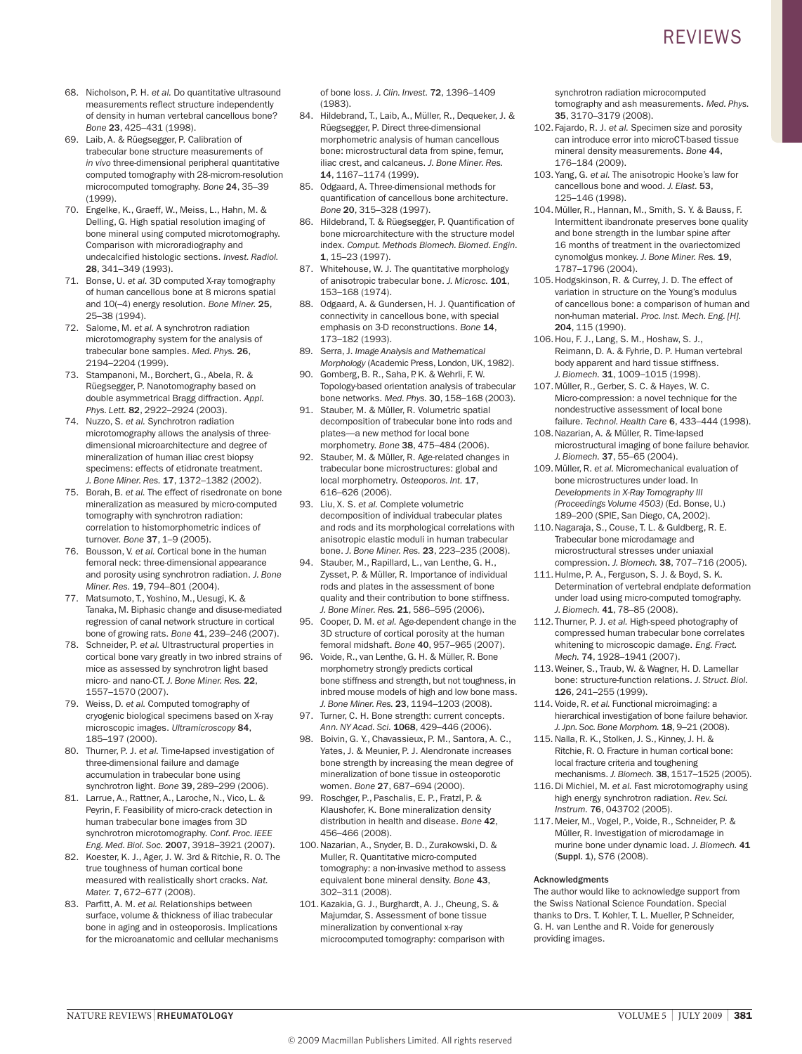68. Nicholson, P. H. *et al.* Do quantitative ultrasound measurements reflect structure independently of density in human vertebral cancellous bone? *Bone* **23**, 425–431 (1998).
69. Laib, A. & Rüegsegger, P. Calibration of trabecular bone structure measurements of *in vivo* three-dimensional peripheral quantitative computed tomography with 28-microm-resolution microcomputed tomography. *Bone* **24**, 35–39 (1999).
70. Engelke, K., Graeff, W., Meiss, L., Hahn, M. & Delling, G. High spatial resolution imaging of bone mineral using computed microtomography. Comparison with microradiography and undecalcified histologic sections. *Invest. Radiol.* **28**, 341–349 (1993).
71. Bonse, U. *et al.* 3D computed X-ray tomography of human cancellous bone at 8 microns spatial and 10(–4) energy resolution. *Bone Miner.* **25**, 25–38 (1994).
72. Salome, M. *et al.* A synchrotron radiation microtomography system for the analysis of trabecular bone samples. *Med. Phys.* **26**, 2194–2204 (1999).
73. Stampanoni, M., Borchert, G., Abela, R. & Rüegsegger, P. Nanotomography based on double asymmetrical Bragg diffraction. *Appl. Phys. Lett.* **82**, 2922–2924 (2003).
74. Nuzzo, S. *et al.* Synchrotron radiation microtomography allows the analysis of three-dimensional microarchitecture and degree of mineralization of human iliac crest biopsy specimens: effects of etidronate treatment. *J. Bone Miner. Res.* **17**, 1372–1382 (2002).
75. Borah, B. *et al.* The effect of risedronate on bone mineralization as measured by micro-computed tomography with synchrotron radiation: correlation to histomorphometric indices of turnover. *Bone* **37**, 1–9 (2005).
76. Bousson, V. *et al.* Cortical bone in the human femoral neck: three-dimensional appearance and porosity using synchrotron radiation. *J. Bone Miner. Res.* **19**, 794–801 (2004).
77. Matsumoto, T., Yoshino, M., Uesugi, K. & Tanaka, M. Biphasic change and disuse-mediated regression of canal network structure in cortical bone of growing rats. *Bone* **41**, 239–246 (2007).
78. Schneider, P. *et al.* Ultrastructural properties in cortical bone vary greatly in two inbred strains of mice as assessed by synchrotron light based micro- and nano-CT. *J. Bone Miner. Res.* **22**, 1557–1570 (2007).
79. Weiss, D. *et al.* Computed tomography of cryogenic biological specimens based on X-ray microscopic images. *Ultramicroscopy* **84**, 185–197 (2000).
80. Thurner, P. J. *et al.* Time-lapsed investigation of three-dimensional failure and damage accumulation in trabecular bone using synchrotron light. *Bone* **39**, 289–299 (2006).
81. Larrue, A., Rattner, A., Laroche, N., Vico, L. & Peyrin, F. Feasibility of micro-crack detection in human trabecular bone images from 3D synchrotron microtomography. *Conf. Proc. IEEE Eng. Med. Biol. Soc.* **2007**, 3918–3921 (2007).
82. Koester, K. J., Ager, J. W. 3rd & Ritchie, R. O. The true toughness of human cortical bone measured with realistically short cracks. *Nat. Mater.* **7**, 672–677 (2008).
83. Parfitt, A. M. *et al.* Relationships between surface, volume & thickness of iliac trabecular bone in aging and in osteoporosis. Implications for the microanatomic and cellular mechanisms of bone loss. *J. Clin. Invest.* **72**, 1396–1409 (1983).
84. Hildebrand, T., Laib, A., Müller, R., Dequeker, J. & Rüegsegger, P. Direct three-dimensional morphometric analysis of human cancellous bone: microstructural data from spine, femur, iliac crest, and calcaneus. *J. Bone Miner. Res.* **14**, 1167–1174 (1999).
85. Odgaard, A. Three-dimensional methods for quantification of cancellous bone architecture. *Bone* **20**, 315–328 (1997).
86. Hildebrand, T. & Rüegsegger, P. Quantification of bone microarchitecture with the structure model index. *Comput. Methods Biomech. Biomed. Engin.* **1**, 15–23 (1997).
87. Whitehouse, W. J. The quantitative morphology of anisotropic trabecular bone. *J. Microsc.* **101**, 153–168 (1974).
88. Odgaard, A. & Gundersen, H. J. Quantification of connectivity in cancellous bone, with special emphasis on 3-D reconstructions. *Bone* **14**, 173–182 (1993).
89. Serra, J. *Image Analysis and Mathematical Morphology* (Academic Press, London, UK, 1982).
90. Gomberg, B. R., Saha, P. K. & Wehrli, F. W. Topology-based orientation analysis of trabecular bone networks. *Med. Phys.* **30**, 158–168 (2003).
91. Stauber, M. & Müller, R. Volumetric spatial decomposition of trabecular bone into rods and plates—a new method for local bone morphometry. *Bone* **38**, 475–484 (2006).
92. Stauber, M. & Müller, R. Age-related changes in trabecular bone microstructures: global and local morphometry. *Osteoporos. Int.* **17**, 616–626 (2006).
93. Liu, X. S. *et al.* Complete volumetric decomposition of individual trabecular plates and rods and its morphological correlations with anisotropic elastic moduli in human trabecular bone. *J. Bone Miner. Res.* **23**, 223–235 (2008).
94. Stauber, M., Rapillard, L., van Lenthe, G. H., Zysset, P. & Müller, R. Importance of individual rods and plates in the assessment of bone quality and their contribution to bone stiffness. *J. Bone Miner. Res.* **21**, 586–595 (2006).
95. Cooper, D. M. *et al.* Age-dependent change in the 3D structure of cortical porosity at the human femoral midshaft. *Bone* **40**, 957–965 (2007).
96. Voide, R., van Lenthe, G. H. & Müller, R. Bone morphometry strongly predicts cortical bone stiffness and strength, but not toughness, in inbred mouse models of high and low bone mass. *J. Bone Miner. Res.* **23**, 1194–1203 (2008).
97. Turner, C. H. Bone strength: current concepts. *Ann. NY Acad. Sci.* **1068**, 429–446 (2006).
98. Boivin, G. Y., Chavassieux, P. M., Santora, A. C., Yates, J. & Meunier, P. J. Alendronate increases bone strength by increasing the mean degree of mineralization of bone tissue in osteoporotic women. *Bone* **27**, 687–694 (2000).
99. Roschger, P., Paschalis, E. P., Fratzl, P. & Klaushofer, K. Bone mineralization density distribution in health and disease. *Bone* **42**, 456–466 (2008).
100. Nazarian, A., Snyder, B. D., Zurakowski, D. & Muller, R. Quantitative micro-computed tomography: a non-invasive method to assess equivalent bone mineral density. *Bone* **43**, 302–311 (2008).
101. Kazakia, G. J., Burghardt, A. J., Cheung, S. & Majumdar, S. Assessment of bone tissue mineralization by conventional x-ray microcomputed tomography: comparison with synchrotron radiation microcomputed tomography and ash measurements. *Med. Phys.* **35**, 3170–3179 (2008).
102. Fajardo, R. J. *et al.* Specimen size and porosity can introduce error into microCT-based tissue mineral density measurements. *Bone* **44**, 176–184 (2009).
103. Yang, G. *et al.* The anisotropic Hooke's law for cancellous bone and wood. *J. Elast.* **53**, 125–146 (1998).
104. Müller, R., Hannan, M., Smith, S. Y. & Bauss, F. Intermittent ibandronate preserves bone quality and bone strength in the lumbar spine after 16 months of treatment in the ovariectomized cynomolgus monkey. *J. Bone Miner. Res.* **19**, 1787–1796 (2004).
105. Hodgskinson, R. & Currey, J. D. The effect of variation in structure on the Young's modulus of cancellous bone: a comparison of human and non-human material. *Proc. Inst. Mech. Eng. [H].* **204**, 115 (1990).
106. Hou, F. J., Lang, S. M., Hoshaw, S. J., Reimann, D. A. & Fyhrie, D. P. Human vertebral body apparent and hard tissue stiffness. *J. Biomech.* **31**, 1009–1015 (1998).
107. Müller, R., Gerber, S. C. & Hayes, W. C. Micro-compression: a novel technique for the nondestructive assessment of local bone failure. *Technol. Health Care* **6**, 433–444 (1998).
108. Nazarian, A. & Müller, R. Time-lapsed microstructural imaging of bone failure behavior. *J. Biomech.* **37**, 55–65 (2004).
109. Müller, R. *et al.* Micromechanical evaluation of bone microstructures under load. In *Developments in X-Ray Tomography III (Proceedings Volume 4503)* (Ed. Bonse, U.) 189–200 (SPIE, San Diego, CA, 2002).
110. Nagaraja, S., Couse, T. L. & Guldberg, R. E. Trabecular bone microdamage and microstructural stresses under uniaxial compression. *J. Biomech.* **38**, 707–716 (2005).
111. Hulme, P. A., Ferguson, S. J. & Boyd, S. K. Determination of vertebral endplate deformation under load using micro-computed tomography. *J. Biomech.* **41**, 78–85 (2008).
112. Thurner, P. J. *et al.* High-speed photography of compressed human trabecular bone correlates whitening to microscopic damage. *Eng. Fract. Mech.* **74**, 1928–1941 (2007).
113. Weiner, S., Traub, W. & Wagner, H. D. Lamellar bone: structure-function relations. *J. Struct. Biol.* **126**, 241–255 (1999).
114. Voide, R. *et al.* Functional microimaging: a hierarchical investigation of bone failure behavior. *J. Jpn. Soc. Bone Morphom.* **18**, 9–21 (2008).
115. Nalla, R. K., Stolken, J. S., Kinney, J. H. & Ritchie, R. O. Fracture in human cortical bone: local fracture criteria and toughening mechanisms. *J. Biomech.* **38**, 1517–1525 (2005).
116. Di Michiel, M. *et al.* Fast microtomography using high energy synchrotron radiation. *Rev. Sci. Instrum.* **76**, 043702 (2005).
117. Meier, M., Vogel, P., Voide, R., Schneider, P. & Müller, R. Investigation of microdamage in murine bone under dynamic load. *J. Biomech.* **41** (**Suppl. 1**), S76 (2008).

#### Acknowledgments

The author would like to acknowledge support from the Swiss National Science Foundation. Special thanks to Drs. T. Kohler, T. L. Mueller, P. Schneider, G. H. van Lenthe and R. Voide for generously providing images.